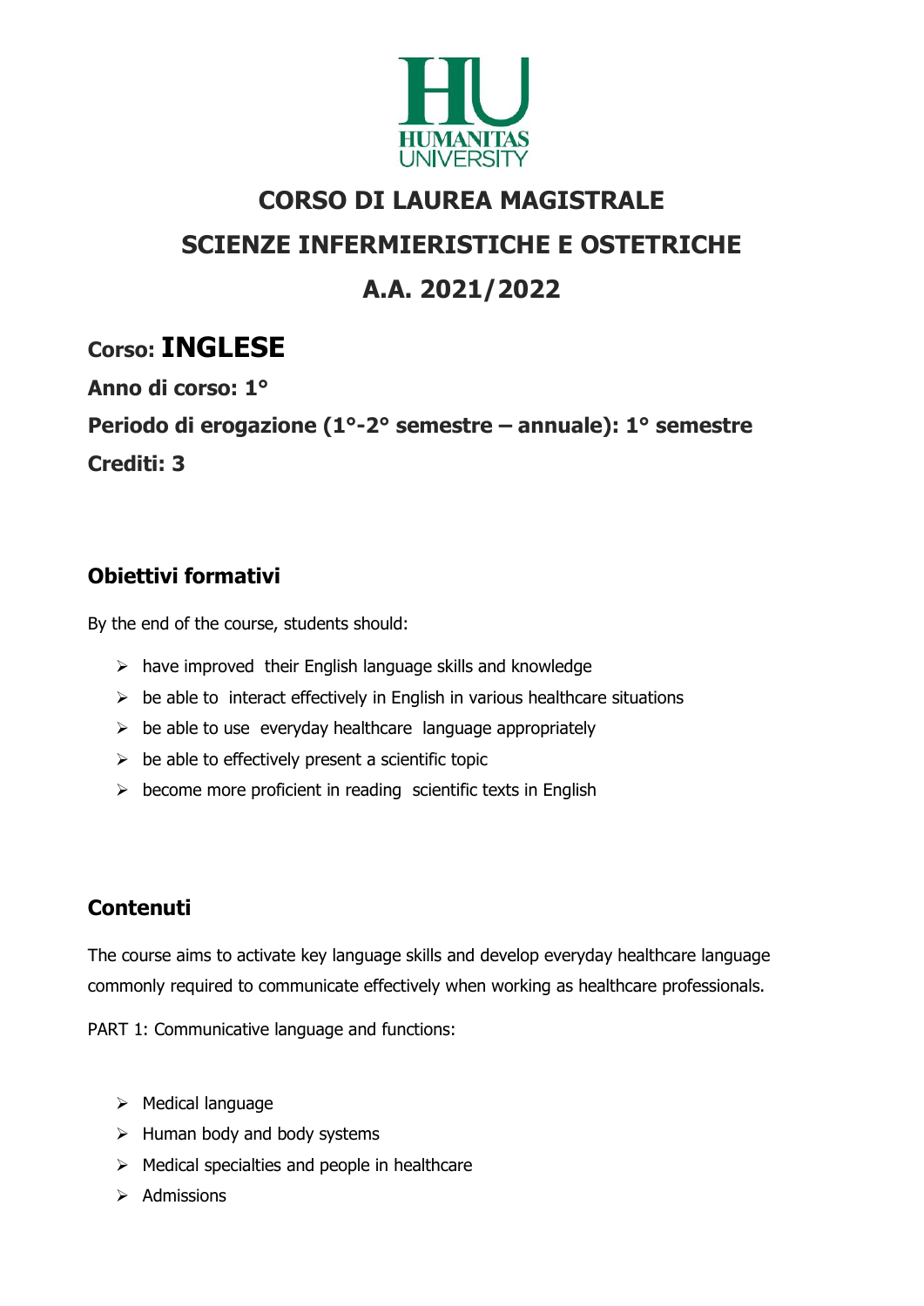# CORSO DI LAUREA MAGISTRALE

# SCIENZE INFERMIERISTICHE E OSTETRICHE

# A.A. 2021/2022

## Corso: INGLESE

**Anno di corso: 1°**

**Periodo di erogazione (1°-2° semestre – annuale): 1° semestre**

**Crediti: 3**

## Obiettivi formativi

By the end of the course, students should:

- have improved their English language skills and knowledge
- be able to interact effectively in English in various healthcare situations
- be able to use everyday healthcare language appropriately
- be able to effectively present a scientific topic
- become more proficient in reading scientific texts in English

## Contenuti

The course aims to activate key language skills and develop everyday healthcare language commonly required to communicate effectively when working as healthcare professionals.

PART 1: Communicative language and functions:

- Medical language
- Human body and body systems
- Medical specialties and people in healthcare
- Admissions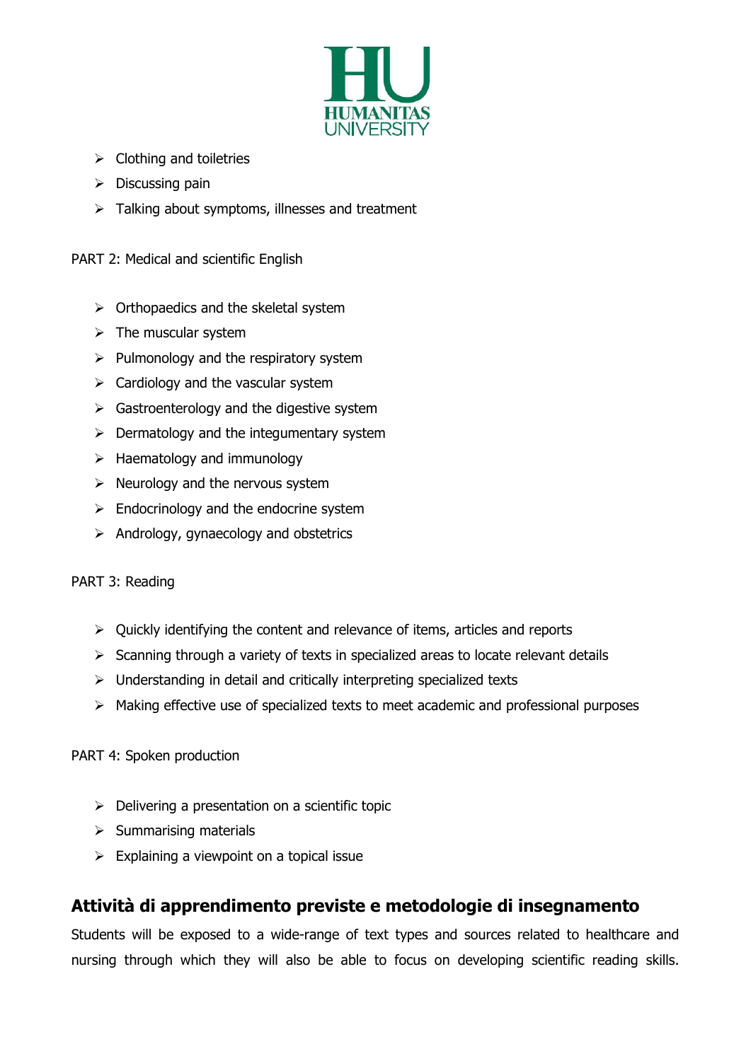- Clothing and toiletries
- Discussing pain
- Talking about symptoms, illnesses and treatment

PART 2: Medical and scientific English

- Orthopaedics and the skeletal system
- The muscular system
- Pulmonology and the respiratory system
- Cardiology and the vascular system
- Gastroenterology and the digestive system
- Dermatology and the integumentary system
- Haematology and immunology
- Neurology and the nervous system
- Endocrinology and the endocrine system
- Andrology, gynaecology and obstetrics

PART 3: Reading

- Quickly identifying the content and relevance of items, articles and reports
- Scanning through a variety of texts in specialized areas to locate relevant details
- Understanding in detail and critically interpreting specialized texts
- Making effective use of specialized texts to meet academic and professional purposes

PART 4: Spoken production

- Delivering a presentation on a scientific topic
- Summarising materials
- Explaining a viewpoint on a topical issue

## Attività di apprendimento previste e metodologie di insegnamento

Students will be exposed to a wide-range of text types and sources related to healthcare and nursing through which they will also be able to focus on developing scientific reading skills.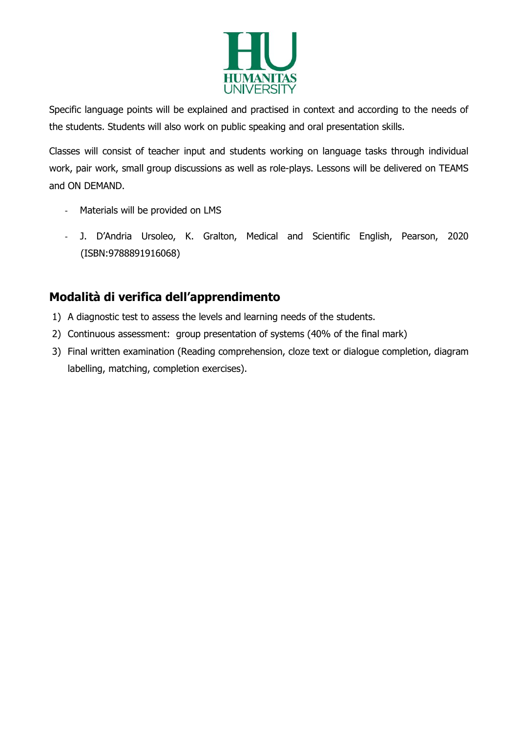Specific language points will be explained and practised in context and according to the needs of the students. Students will also work on public speaking and oral presentation skills.

Classes will consist of teacher input and students working on language tasks through individual work, pair work, small group discussions as well as role-plays. Lessons will be delivered on TEAMS and ON DEMAND.

- Materials will be provided on LMS
- J. D'Andria Ursoleo, K. Gralton, Medical and Scientific English, Pearson, 2020 (ISBN:9788891916068)

## Modalità di verifica dell'apprendimento

1) A diagnostic test to assess the levels and learning needs of the students.
2) Continuous assessment: group presentation of systems (40% of the final mark)
3) Final written examination (Reading comprehension, cloze text or dialogue completion, diagram labelling, matching, completion exercises).